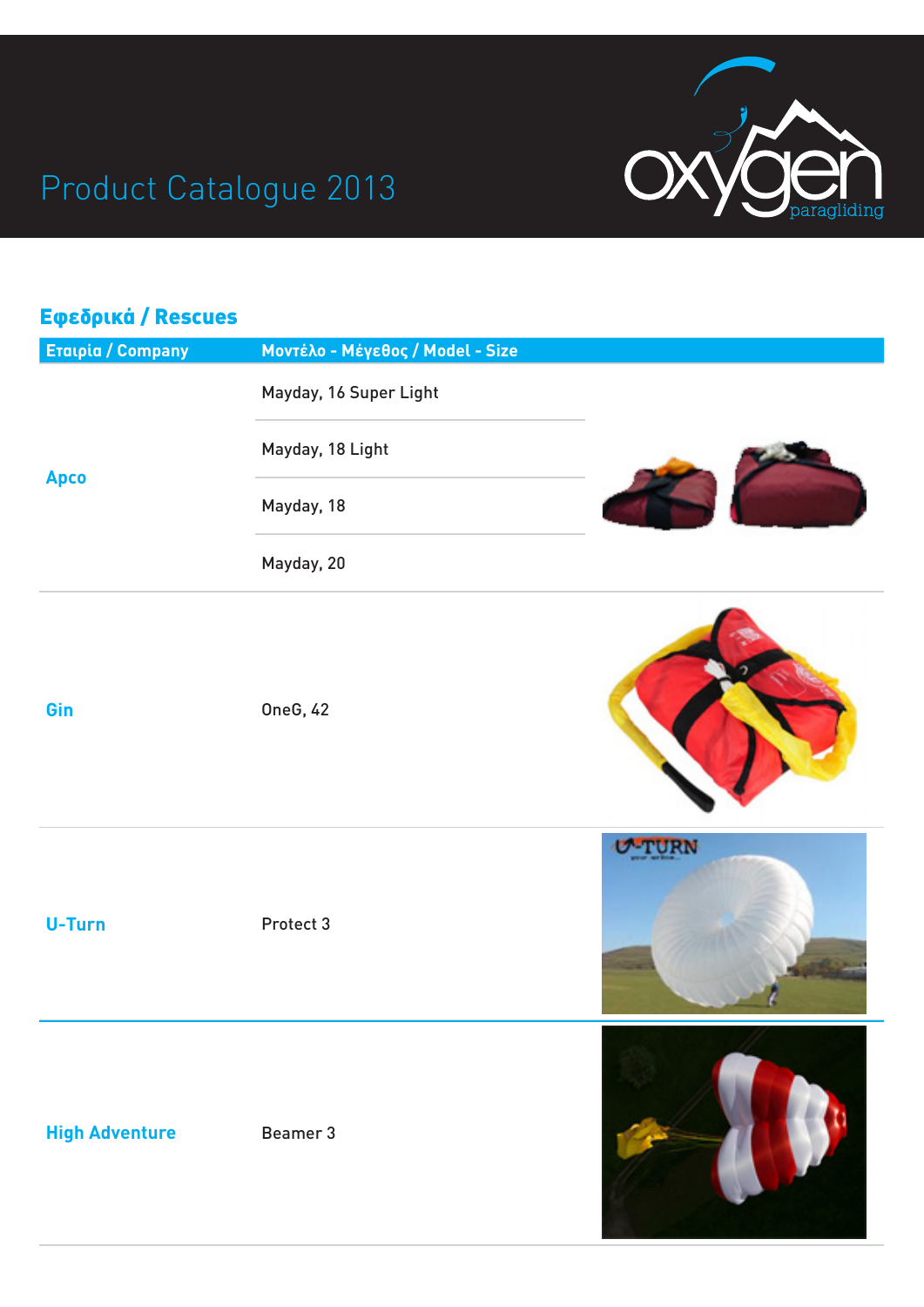# Product Catalogue 2013

## Εφεδρικά / Rescues

| Εταιρία / Company | Μοντέλο - Μέγεθος / Model - Size |
|---|---|
| Apco | Mayday, 16 Super Light |
| | Mayday, 18 Light |
| | Mayday, 18 |
| | Mayday, 20 |
| Gin | OneG, 42 |
| U-Turn | Protect 3 |
| High Adventure | Beamer 3 |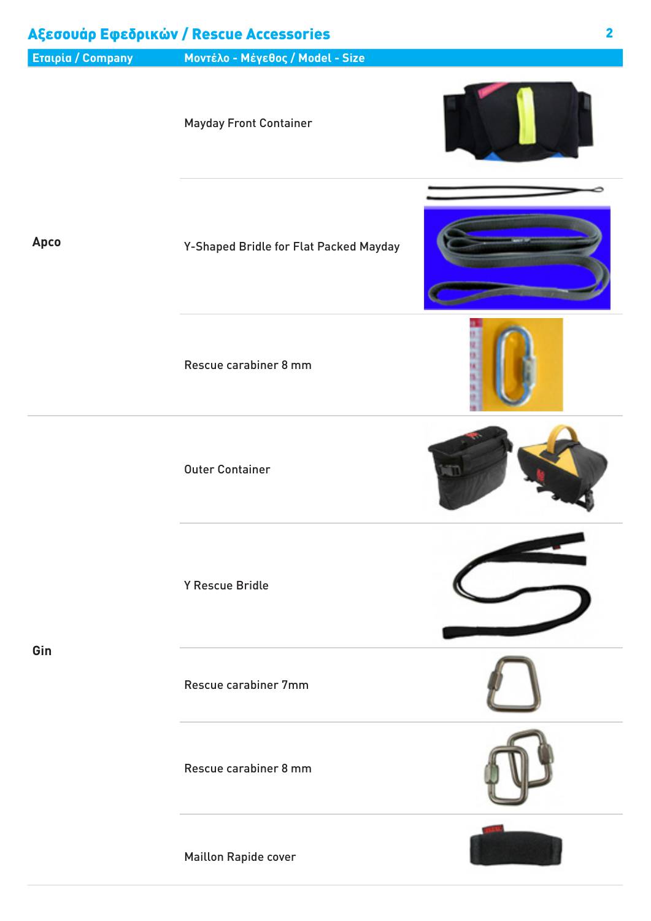## Αξεσουάρ Εφεδρικών / Rescue Accessories

| Εταιρία / Company | Μοντέλο - Μέγεθος / Model - Size |
| --- | --- |
| Apco | Mayday Front Container |
| | Y-Shaped Bridle for Flat Packed Mayday |
| | Rescue carabiner 8 mm |
| Gin | Outer Container |
| | Y Rescue Bridle |
| | Rescue carabiner 7mm |
| | Rescue carabiner 8 mm |
| | Maillon Rapide cover |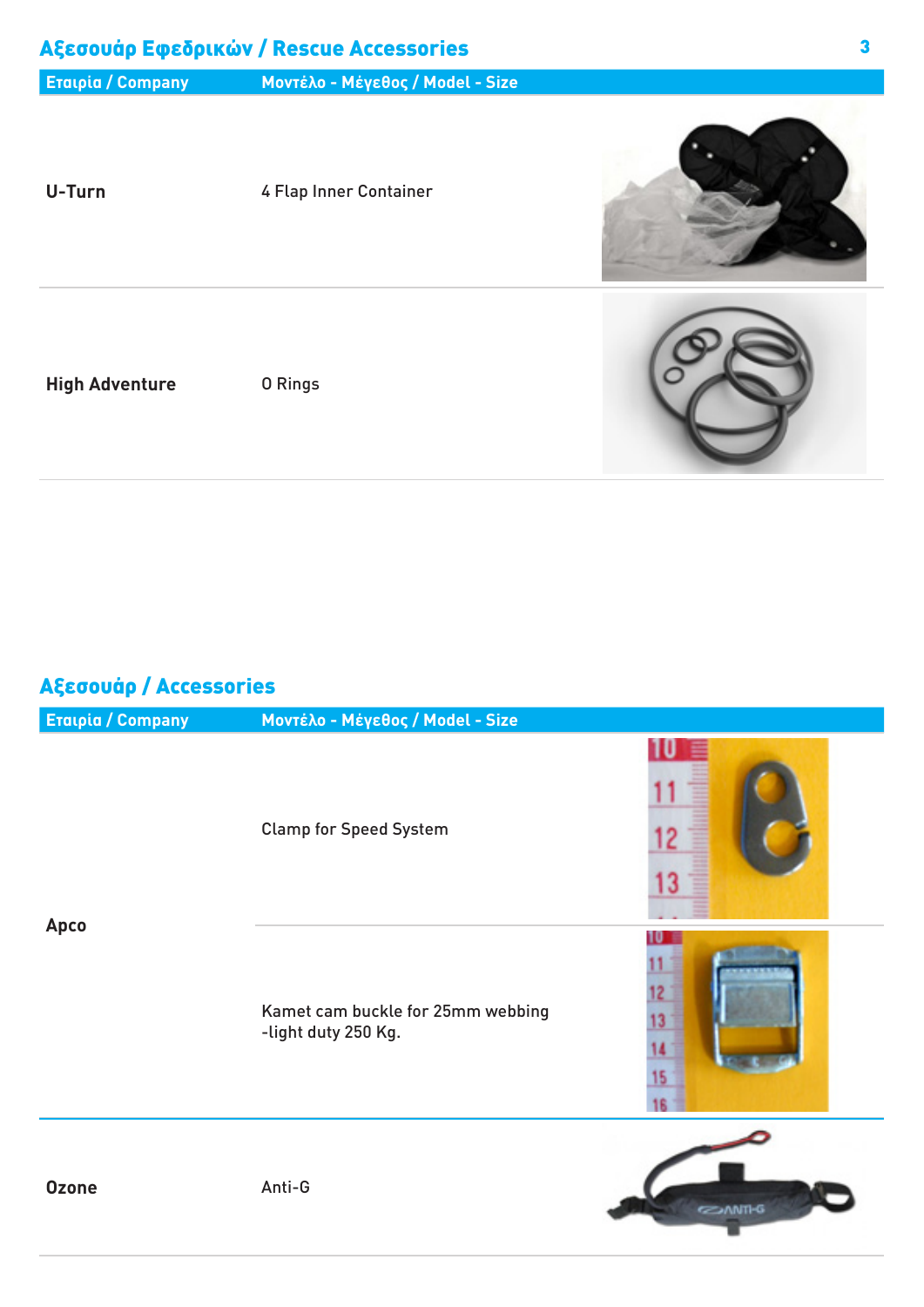## Αξεσουάρ Εφεδρικών / Rescue Accessories

| Εταιρία / Company | Μοντέλο - Μέγεθος / Model - Size |
| --- | --- |
| U-Turn | 4 Flap Inner Container |
| High Adventure | O Rings |

## Αξεσουάρ / Accessories

| Εταιρία / Company | Μοντέλο - Μέγεθος / Model - Size |
| --- | --- |
| Apco | Clamp for Speed System |
| | Kamet cam buckle for 25mm webbing -light duty 250 Kg. |
| Ozone | Anti-G |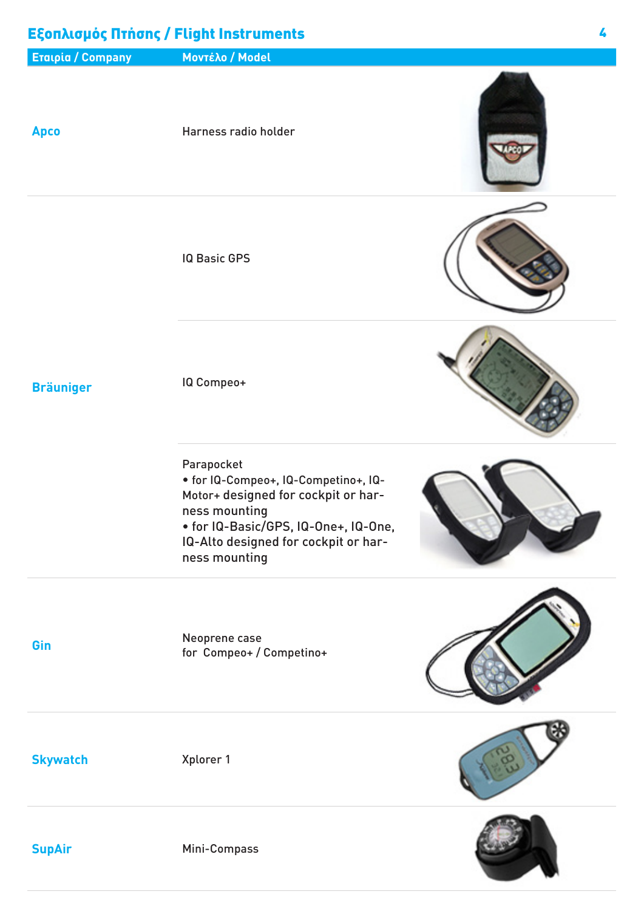## Εξοπλισμός Πτήσης / Flight Instruments

| Εταιρία / Company | Μοντέλο / Model |
| --- | --- |
| Apco | Harness radio holder |
| Bräuniger | IQ Basic GPS |
| | IQ Compeo+ |
| | Parapocket<br>• for IQ-Compeo+, IQ-Competino+, IQ-Motor+ designed for cockpit or harness mounting<br>• for IQ-Basic/GPS, IQ-One+, IQ-One, IQ-Alto designed for cockpit or harness mounting |
| Gin | Neoprene case<br>for Compeo+ / Competino+ |
| Skywatch | Xplorer 1 |
| SupAir | Mini-Compass |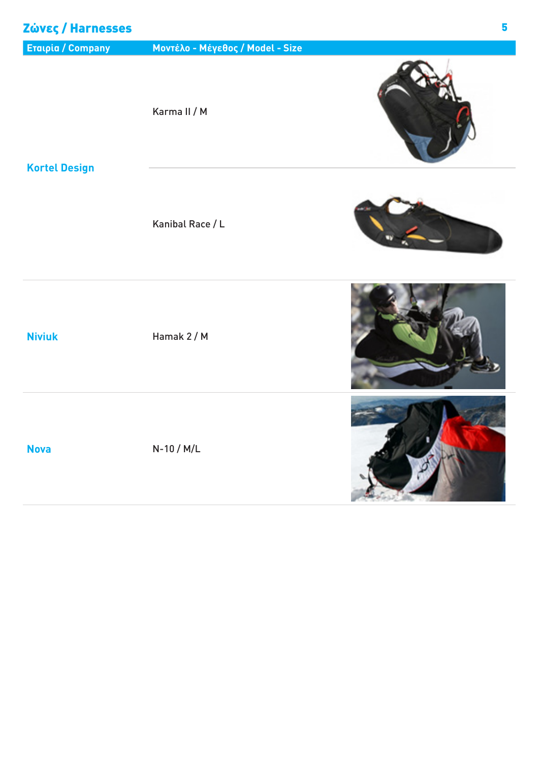## Ζώνες / Harnesses

| Εταιρία / Company | Μοντέλο - Μέγεθος / Model - Size |
| --- | --- |
| Kortel Design | Karma II / M |
| | Kanibal Race / L |
| Niviuk | Hamak 2 / M |
| Nova | N-10 / M/L |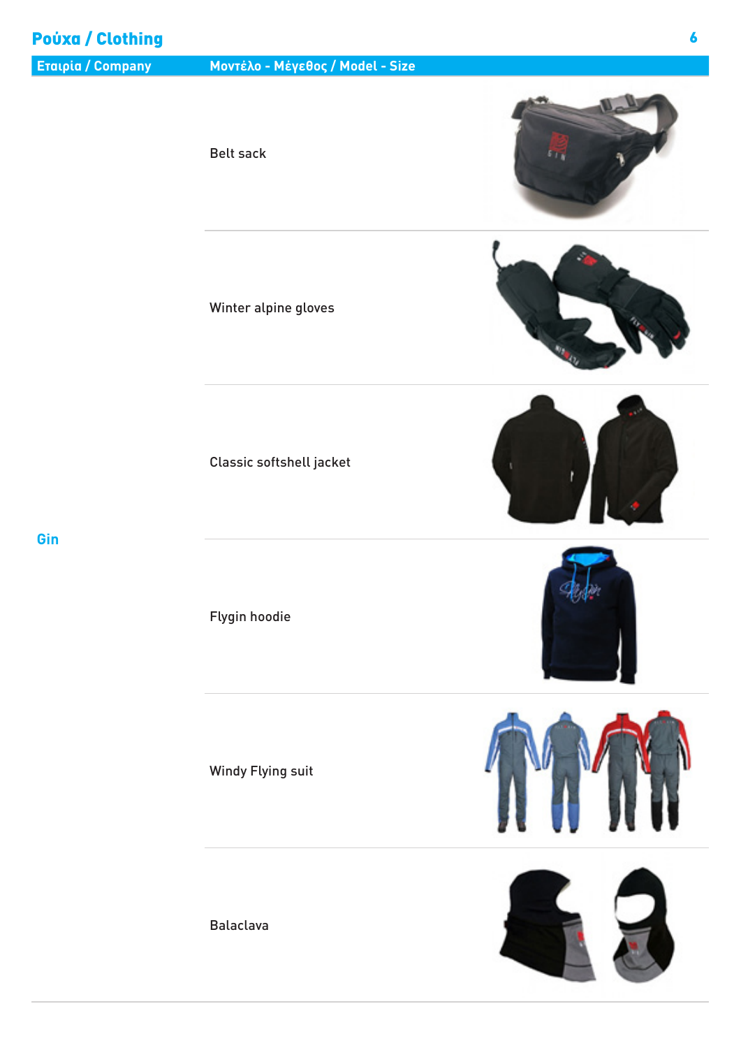## Ρούχα / Clothing

| Εταιρία / Company | Μοντέλο - Μέγεθος / Model - Size |
|---|---|
| Gin | Belt sack |
| | Winter alpine gloves |
| | Classic softshell jacket |
| | Flygin hoodie |
| | Windy Flying suit |
| | Balaclava |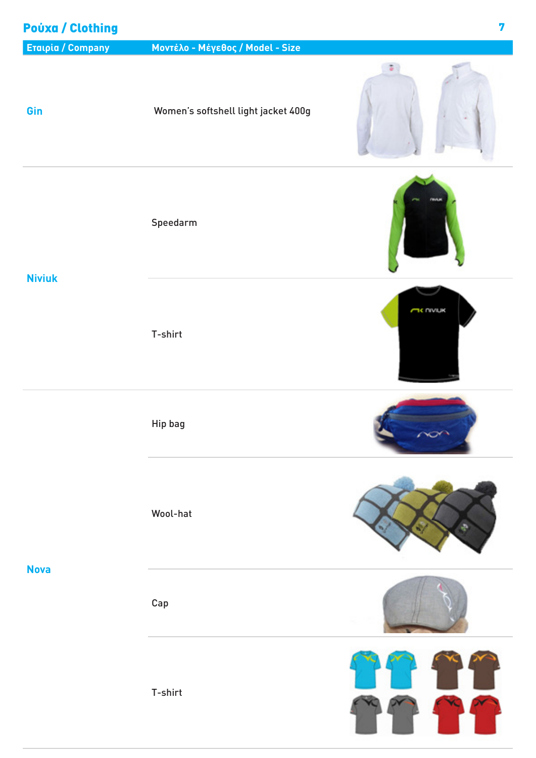## Ρούχα / Clothing

| Εταιρία / Company | Μοντέλο - Μέγεθος / Model - Size |
|---|---|
| Gin | Women's softshell light jacket 400g |
| Niviuk | Speedarm |
| | T-shirt |
| Nova | Hip bag |
| | Wool-hat |
| | Cap |
| | T-shirt |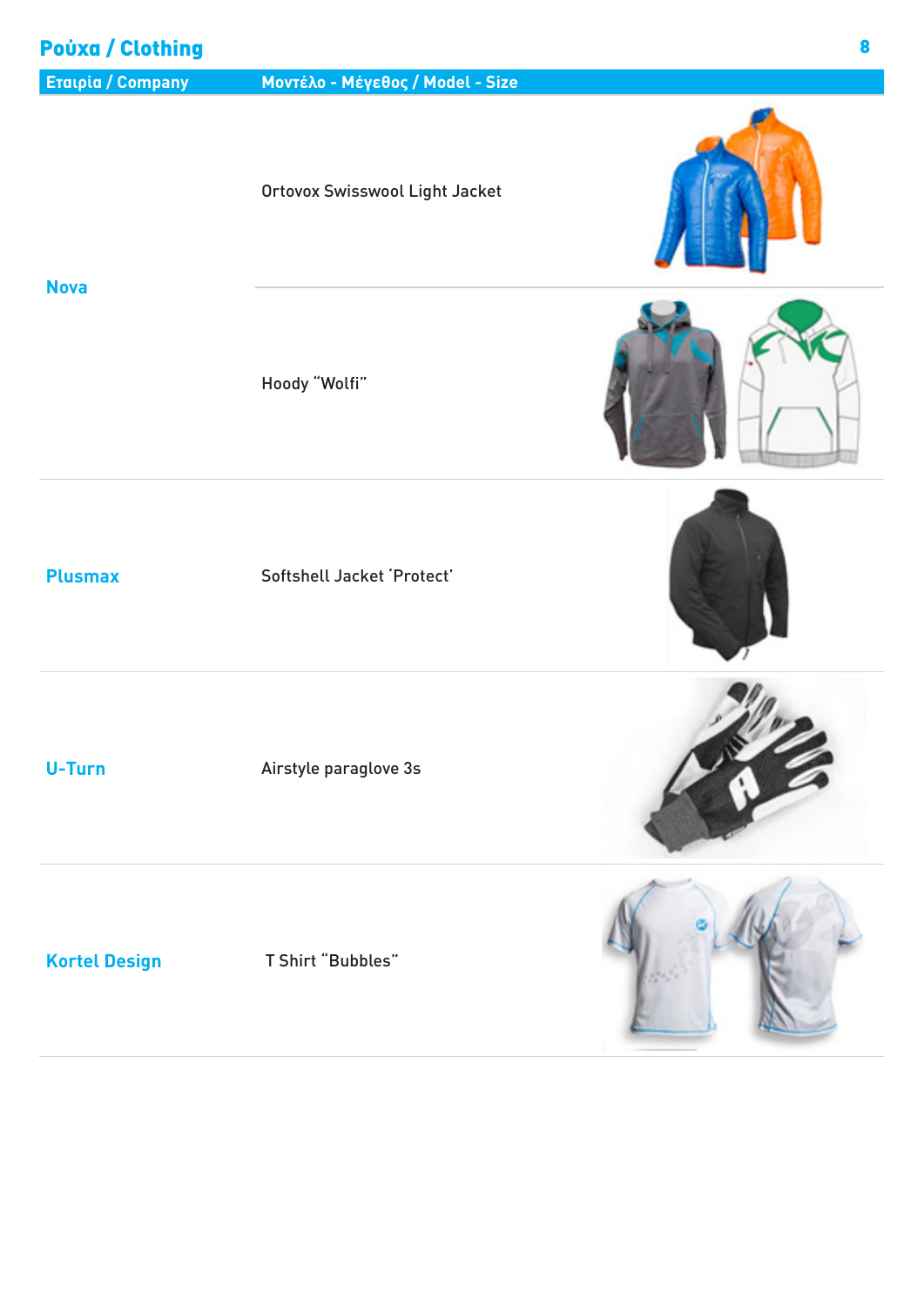## Ρούχα / Clothing

| Εταιρία / Company | Μοντέλο - Μέγεθος / Model - Size |
|---|---|
| Nova | Ortovox Swisswool Light Jacket |
| | Hoody "Wolfi" |
| Plusmax | Softshell Jacket 'Protect' |
| U-Turn | Airstyle paraglove 3s |
| Kortel Design | T Shirt "Bubbles" |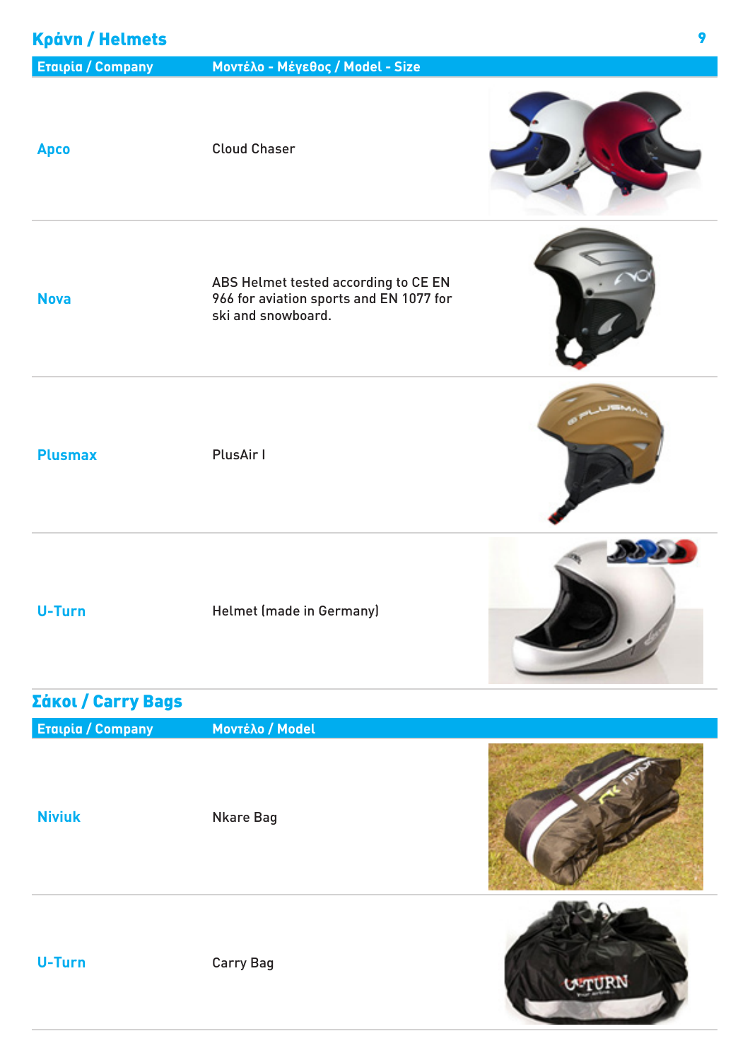## Κράνη / Helmets

| Εταιρία / Company | Μοντέλο - Μέγεθος / Model - Size |
|---|---|
| Apco | Cloud Chaser |
| Nova | ABS Helmet tested according to CE EN 966 for aviation sports and EN 1077 for ski and snowboard. |
| Plusmax | PlusAir I |
| U-Turn | Helmet (made in Germany) |

## Σάκοι / Carry Bags

| Εταιρία / Company | Μοντέλο / Model |
|---|---|
| Niviuk | Nkare Bag |
| U-Turn | Carry Bag |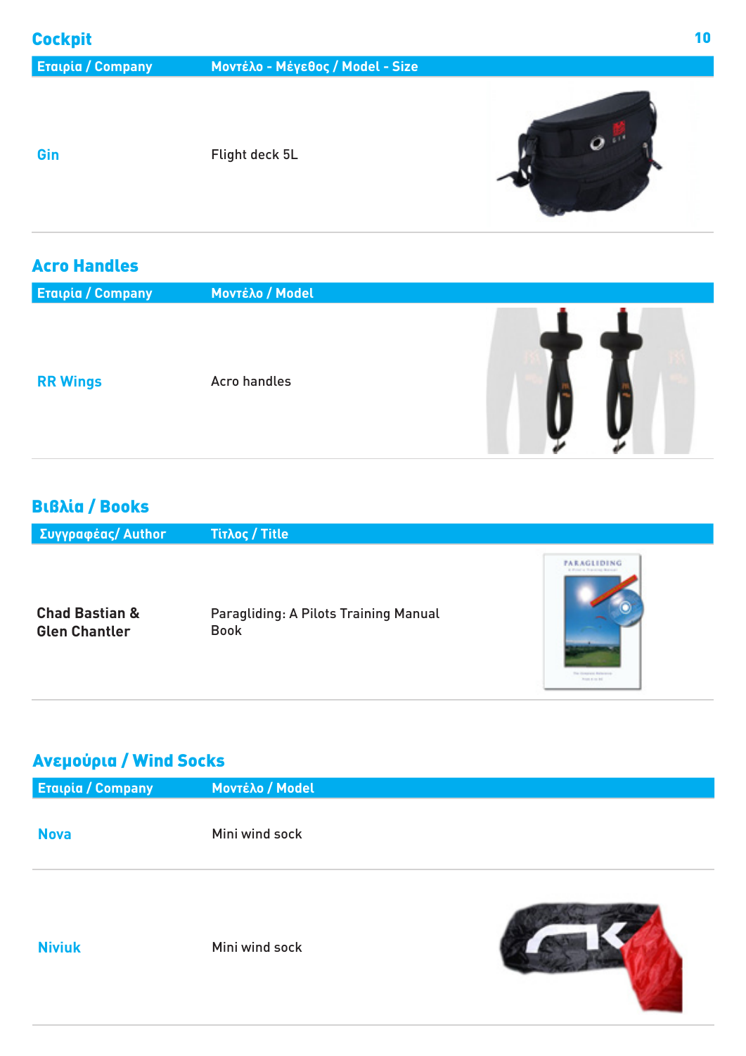## Cockpit

| Εταιρία / Company | Μοντέλο - Μέγεθος / Model - Size |
|---|---|
| Gin | Flight deck 5L |

## Acro Handles

| Εταιρία / Company | Μοντέλο / Model |
|---|---|
| RR Wings | Acro handles |

## Βιβλία / Books

| Συγγραφέας/ Author | Τιτλος / Title |
|---|---|
| **Chad Bastian & Glen Chantler** | Paragliding: A Pilots Training Manual Book |

## Ανεμούρια / Wind Socks

| Εταιρία / Company | Μοντέλο / Model |
|---|---|
| Nova | Mini wind sock |
| Niviuk | Mini wind sock |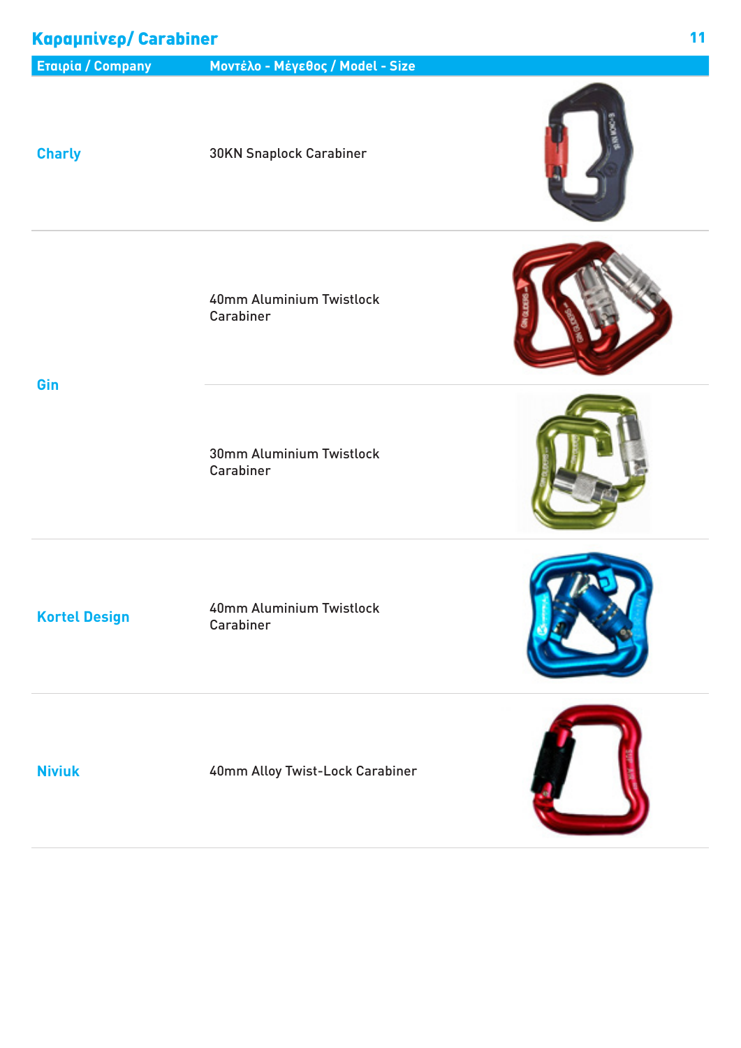## Καραμπίνερ/ Carabiner

| Εταιρία / Company | Μοντέλο - Μέγεθος / Model - Size |
|---|---|
| Charly | 30KN Snaplock Carabiner |
| Gin | 40mm Aluminium Twistlock Carabiner |
| | 30mm Aluminium Twistlock Carabiner |
| Kortel Design | 40mm Aluminium Twistlock Carabiner |
| Niviuk | 40mm Alloy Twist-Lock Carabiner |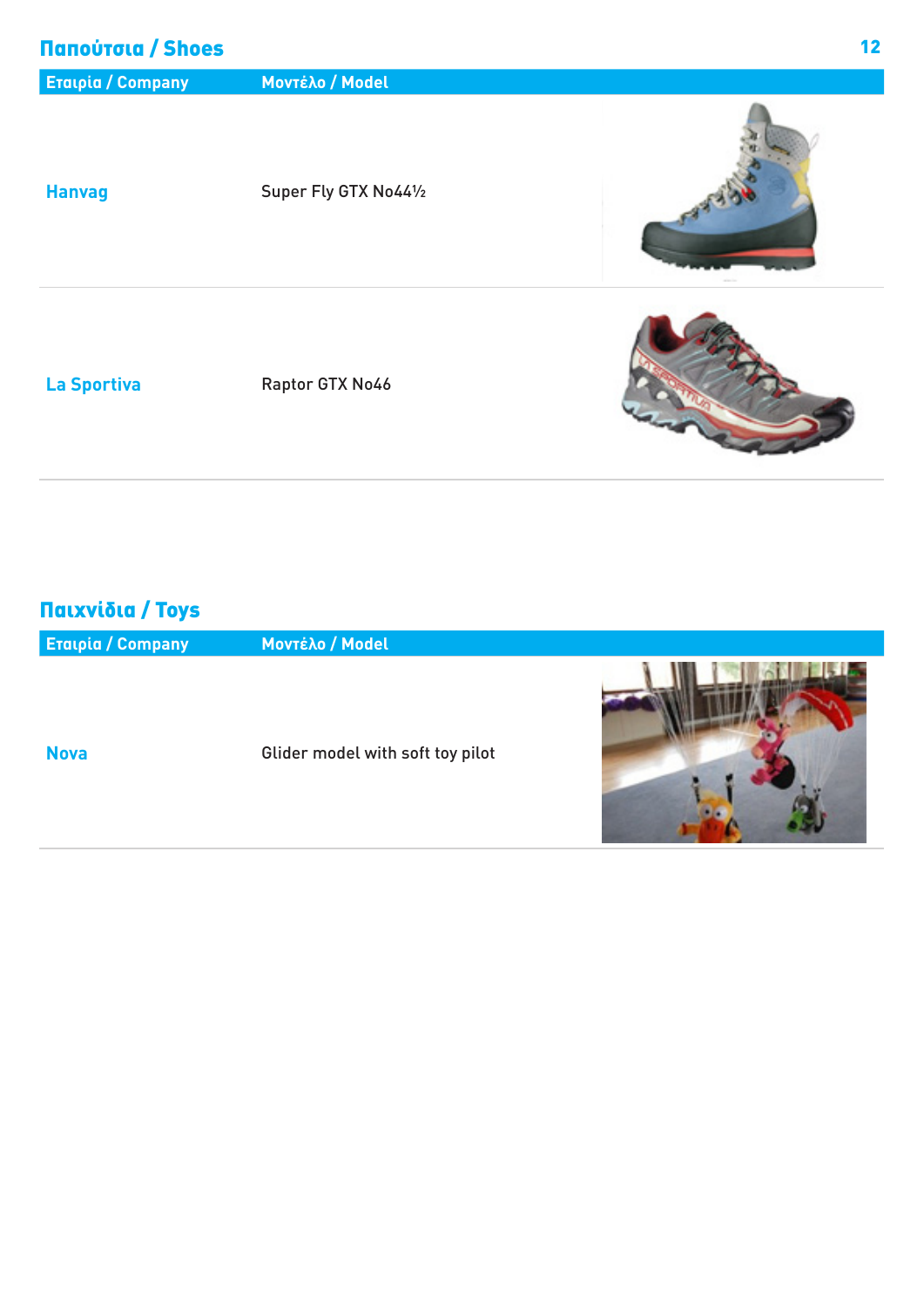## Παπούτσια / Shoes

| Εταιρία / Company | Μοντέλο / Model |
| --- | --- |
| Hanvag | Super Fly GTX No44½ |
| La Sportiva | Raptor GTX No46 |

## Παιχνίδια / Toys

| Εταιρία / Company | Μοντέλο / Model |
| --- | --- |
| Nova | Glider model with soft toy pilot |